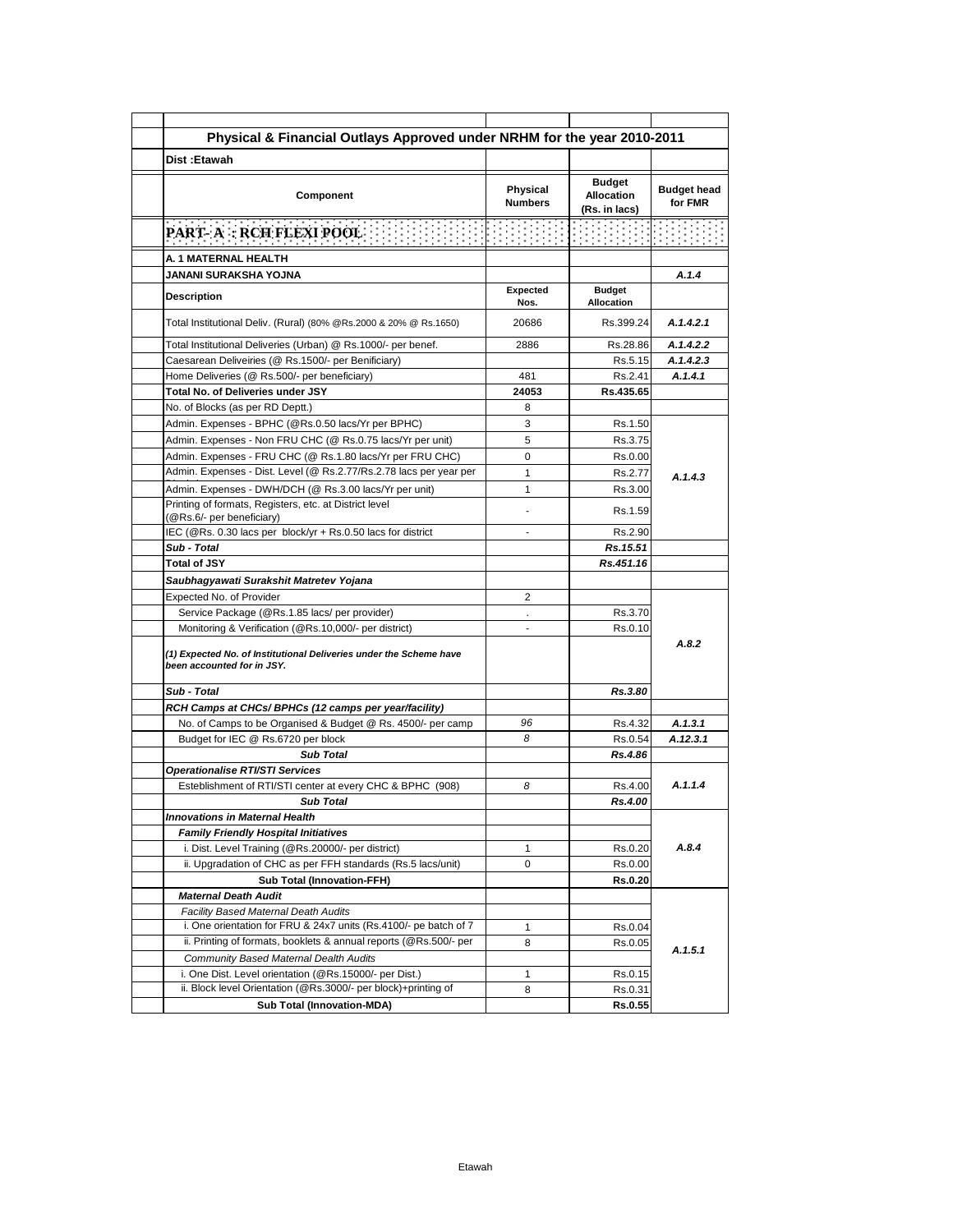## Physical & Financial Outlays Approved under NRHM for the year 2010-2011

**Dist :Etawah**

| Component | Physical Numbers | Budget Allocation (Rs. in lacs) | Budget head for FMR |
|---|---|---|---|
| **PART- A : RCH FLEXI POOL** | | | |
| **A. 1 MATERNAL HEALTH** | | | |
| **JANANI SURAKSHA YOJNA** | | | *A.1.4* |
| **Description** | **Expected Nos.** | **Budget Allocation** | |
| Total Institutional Deliv. (Rural) (80% @Rs.2000 & 20% @ Rs.1650) | 20686 | Rs.399.24 | *A.1.4.2.1* |
| Total Institutional Deliveries (Urban) @ Rs.1000/- per benef. | 2886 | Rs.28.86 | *A.1.4.2.2* |
| Caesarean Deliveiries (@ Rs.1500/- per Benificiary) | | Rs.5.15 | *A.1.4.2.3* |
| Home Deliveries (@ Rs.500/- per beneficiary) | 481 | Rs.2.41 | *A.1.4.1* |
| **Total No. of Deliveries under JSY** | **24053** | **Rs.435.65** | |
| No. of Blocks (as per RD Deptt.) | 8 | | |
| Admin. Expenses - BPHC (@Rs.0.50 lacs/Yr per BPHC) | 3 | Rs.1.50 | *A.1.4.3* |
| Admin. Expenses - Non FRU CHC (@ Rs.0.75 lacs/Yr per unit) | 5 | Rs.3.75 | |
| Admin. Expenses - FRU CHC (@ Rs.1.80 lacs/Yr per FRU CHC) | 0 | Rs.0.00 | |
| Admin. Expenses - Dist. Level (@ Rs.2.77/Rs.2.78 lacs per year per | 1 | Rs.2.77 | |
| Admin. Expenses - DWH/DCH (@ Rs.3.00 lacs/Yr per unit) | 1 | Rs.3.00 | |
| Printing of formats, Registers, etc. at District level (@Rs.6/- per beneficiary) | - | Rs.1.59 | |
| IEC (@Rs. 0.30 lacs per block/yr + Rs.0.50 lacs for district | - | Rs.2.90 | |
| ***Sub - Total*** | | ***Rs.15.51*** | |
| **Total of JSY** | | ***Rs.451.16*** | |
| ***Saubhagyawati Surakshit Matretev Yojana*** | | | |
| Expected No. of Provider | 2 | | *A.8.2* |
| Service Package (@Rs.1.85 lacs/ per provider) | . | Rs.3.70 | |
| Monitoring & Verification (@Rs.10,000/- per district) | - | Rs.0.10 | |
| ***(1) Expected No. of Institutional Deliveries under the Scheme have been accounted for in JSY.*** | | | |
| ***Sub - Total*** | | ***Rs.3.80*** | |
| ***RCH Camps at CHCs/ BPHCs (12 camps per year/facility)*** | | | |
| No. of Camps to be Organised & Budget @ Rs. 4500/- per camp | *96* | Rs.4.32 | *A.1.3.1* |
| Budget for IEC @ Rs.6720 per block | *8* | Rs.0.54 | *A.12.3.1* |
| ***Sub Total*** | | ***Rs.4.86*** | |
| ***Operationalise RTI/STI Services*** | | | |
| Esteblishment of RTI/STI center at every CHC & BPHC (908) | *8* | Rs.4.00 | *A.1.1.4* |
| ***Sub Total*** | | ***Rs.4.00*** | |
| ***Innovations in Maternal Health*** | | | *A.8.4* |
| ***Family Friendly Hospital Initiatives*** | | | |
| i. Dist. Level Training (@Rs.20000/- per district) | 1 | Rs.0.20 | |
| ii. Upgradation of CHC as per FFH standards (Rs.5 lacs/unit) | 0 | Rs.0.00 | |
| **Sub Total (Innovation-FFH)** | | **Rs.0.20** | |
| ***Maternal Death Audit*** | | | *A.1.5.1* |
| *Facility Based Maternal Death Audits* | | | |
| i. One orientation for FRU & 24x7 units (Rs.4100/- pe batch of 7 | 1 | Rs.0.04 | |
| ii. Printing of formats, booklets & annual reports (@Rs.500/- per | 8 | Rs.0.05 | |
| *Community Based Maternal Dealth Audits* | | | |
| i. One Dist. Level orientation (@Rs.15000/- per Dist.) | 1 | Rs.0.15 | |
| ii. Block level Orientation (@Rs.3000/- per block)+printing of | 8 | Rs.0.31 | |
| **Sub Total (Innovation-MDA)** | | **Rs.0.55** | |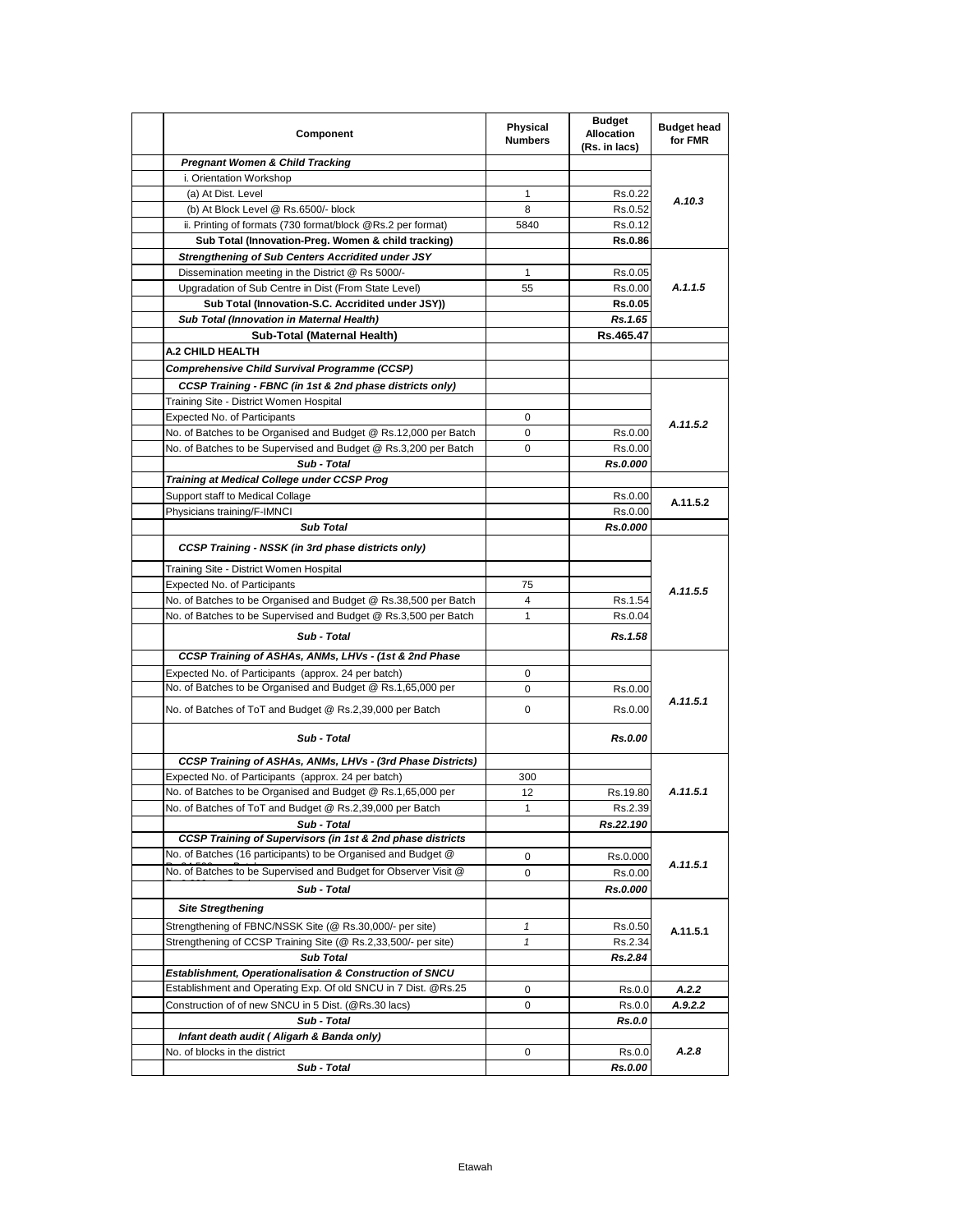| Component | Physical Numbers | Budget Allocation (Rs. in lacs) | Budget head for FMR |
|---|---|---|---|
| ***Pregnant Women & Child Tracking*** | | | |
| i. Orientation Workshop | | | |
| (a) At Dist. Level | 1 | Rs.0.22 | *A.10.3* |
| (b) At Block Level @ Rs.6500/- block | 8 | Rs.0.52 | |
| ii. Printing of formats (730 format/block @Rs.2 per format) | 5840 | Rs.0.12 | |
| **Sub Total (Innovation-Preg. Women & child tracking)** | | **Rs.0.86** | |
| ***Strengthening of Sub Centers Accridited under JSY*** | | | |
| Dissemination meeting in the District @ Rs 5000/- | 1 | Rs.0.05 | *A.1.1.5* |
| Upgradation of Sub Centre in Dist (From State Level) | 55 | Rs.0.00 | |
| **Sub Total (Innovation-S.C. Accridited under JSY))** | | **Rs.0.05** | |
| ***Sub Total (Innovation in Maternal Health)*** | | ***Rs.1.65*** | |
| **Sub-Total (Maternal Health)** | | **Rs.465.47** | |
| **A.2 CHILD HEALTH** | | | |
| ***Comprehensive Child Survival Programme (CCSP)*** | | | |
| ***CCSP Training - FBNC (in 1st & 2nd phase districts only)*** | | | |
| Training Site - District Women Hospital | | | *A.11.5.2* |
| Expected No. of Participants | 0 | | |
| No. of Batches to be Organised and Budget @ Rs.12,000 per Batch | 0 | Rs.0.00 | |
| No. of Batches to be Supervised and Budget @ Rs.3,200 per Batch | 0 | Rs.0.00 | |
| ***Sub - Total*** | | ***Rs.0.000*** | |
| ***Training at Medical College under CCSP Prog*** | | | |
| Support staff to Medical Collage | | Rs.0.00 | A.11.5.2 |
| Physicians training/F-IMNCI | | Rs.0.00 | |
| ***Sub Total*** | | ***Rs.0.000*** | |
| ***CCSP Training - NSSK (in 3rd phase districts only)*** | | | *A.11.5.5* |
| Training Site - District Women Hospital | | | |
| Expected No. of Participants | 75 | | |
| No. of Batches to be Organised and Budget @ Rs.38,500 per Batch | 4 | Rs.1.54 | |
| No. of Batches to be Supervised and Budget @ Rs.3,500 per Batch | 1 | Rs.0.04 | |
| ***Sub - Total*** | | ***Rs.1.58*** | |
| ***CCSP Training of ASHAs, ANMs, LHVs - (1st & 2nd Phase*** | | | *A.11.5.1* |
| Expected No. of Participants (approx. 24 per batch) | 0 | | |
| No. of Batches to be Organised and Budget @ Rs.1,65,000 per | 0 | Rs.0.00 | |
| No. of Batches of ToT and Budget @ Rs.2,39,000 per Batch | 0 | Rs.0.00 | |
| ***Sub - Total*** | | ***Rs.0.00*** | |
| ***CCSP Training of ASHAs, ANMs, LHVs - (3rd Phase Districts)*** | | | *A.11.5.1* |
| Expected No. of Participants (approx. 24 per batch) | 300 | | |
| No. of Batches to be Organised and Budget @ Rs.1,65,000 per | 12 | Rs.19.80 | |
| No. of Batches of ToT and Budget @ Rs.2,39,000 per Batch | 1 | Rs.2.39 | |
| ***Sub - Total*** | | ***Rs.22.190*** | |
| ***CCSP Training of Supervisors (in 1st & 2nd phase districts*** | | | *A.11.5.1* |
| No. of Batches (16 participants) to be Organised and Budget @ | 0 | Rs.0.000 | |
| No. of Batches to be Supervised and Budget for Observer Visit @ | 0 | Rs.0.00 | |
| ***Sub - Total*** | | ***Rs.0.000*** | |
| ***Site Stregthening*** | | | A.11.5.1 |
| Strengthening of FBNC/NSSK Site (@ Rs.30,000/- per site) | *1* | Rs.0.50 | |
| Strengthening of CCSP Training Site (@ Rs.2,33,500/- per site) | *1* | Rs.2.34 | |
| ***Sub Total*** | | ***Rs.2.84*** | |
| ***Establishment, Operationalisation & Construction of SNCU*** | | | |
| Establishment and Operating Exp. Of old SNCU in 7 Dist. @Rs.25 | 0 | Rs.0.0 | ***A.2.2*** |
| Construction of of new SNCU in 5 Dist. (@Rs.30 lacs) | 0 | Rs.0.0 | ***A.9.2.2*** |
| ***Sub - Total*** | | ***Rs.0.0*** | |
| ***Infant death audit ( Aligarh & Banda only)*** | | | *A.2.8* |
| No. of blocks in the district | 0 | Rs.0.0 | |
| ***Sub - Total*** | | ***Rs.0.00*** | |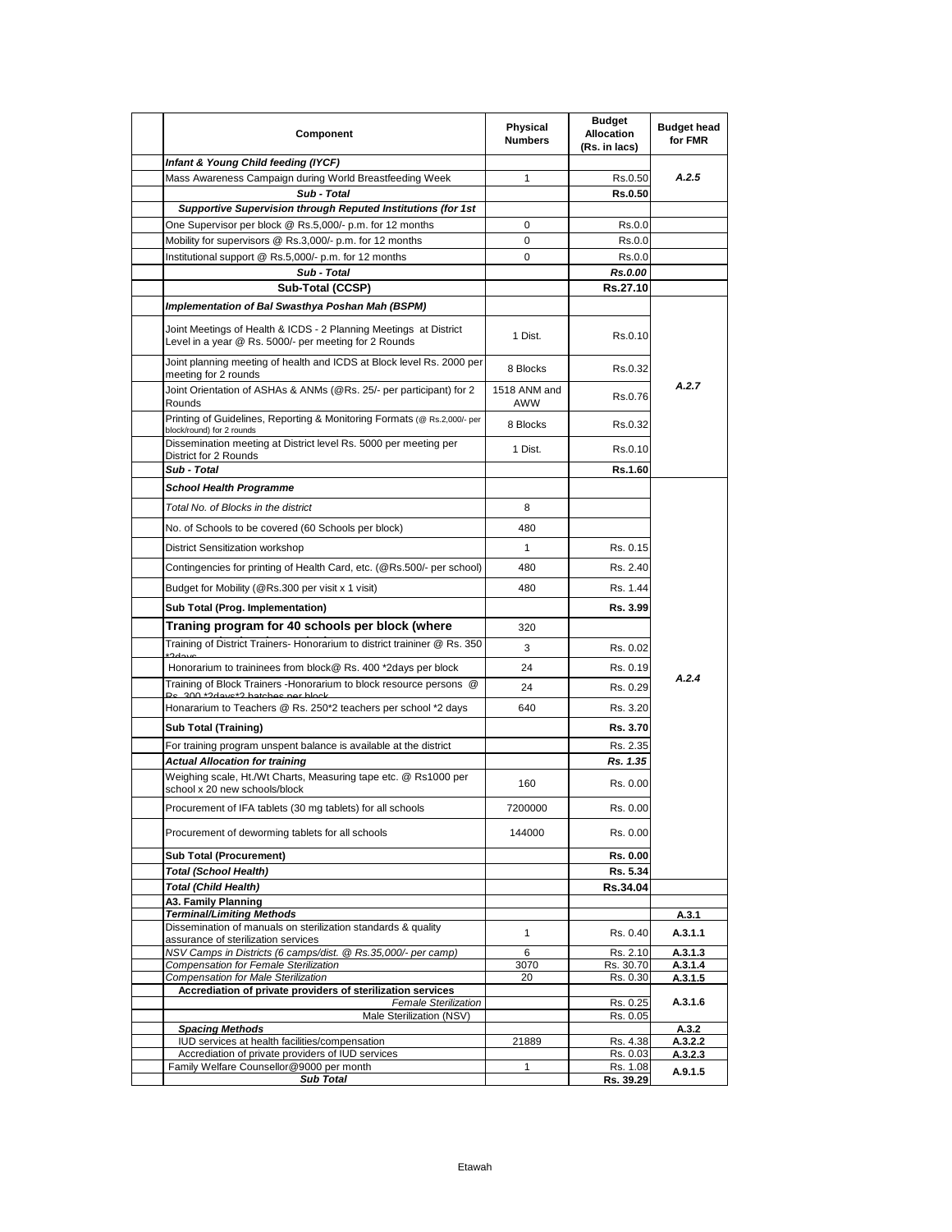| Component | Physical Numbers | Budget Allocation (Rs. in lacs) | Budget head for FMR |
|---|---|---|---|
| ***Infant & Young Child feeding (IYCF)*** | | | |
| Mass Awareness Campaign during World Breastfeeding Week | 1 | Rs.0.50 | ***A.2.5*** |
| ***Sub - Total*** | | **Rs.0.50** | |
| ***Supportive Supervision through Reputed Institutions (for 1st*** | | | |
| One Supervisor per block @ Rs.5,000/- p.m. for 12 months | 0 | Rs.0.0 | |
| Mobility for supervisors @ Rs.3,000/- p.m. for 12 months | 0 | Rs.0.0 | |
| Institutional support @ Rs.5,000/- p.m. for 12 months | 0 | Rs.0.0 | |
| ***Sub - Total*** | | ***Rs.0.00*** | |
| **Sub-Total (CCSP)** | | **Rs.27.10** | |
| ***Implementation of Bal Swasthya Poshan Mah (BSPM)*** | | | |
| Joint Meetings of Health & ICDS - 2 Planning Meetings at District Level in a year @ Rs. 5000/- per meeting for 2 Rounds | 1 Dist. | Rs.0.10 | ***A.2.7*** |
| Joint planning meeting of health and ICDS at Block level Rs. 2000 per meeting for 2 rounds | 8 Blocks | Rs.0.32 | |
| Joint Orientation of ASHAs & ANMs (@Rs. 25/- per participant) for 2 Rounds | 1518 ANM and AWW | Rs.0.76 | |
| Printing of Guidelines, Reporting & Monitoring Formats (@ Rs.2,000/- per block/round) for 2 rounds | 8 Blocks | Rs.0.32 | |
| Dissemination meeting at District level Rs. 5000 per meeting per District for 2 Rounds | 1 Dist. | Rs.0.10 | |
| ***Sub - Total*** | | **Rs.1.60** | |
| ***School Health Programme*** | | | ***A.2.4*** |
| *Total No. of Blocks in the district* | 8 | | |
| No. of Schools to be covered (60 Schools per block) | 480 | | |
| District Sensitization workshop | 1 | Rs. 0.15 | |
| Contingencies for printing of Health Card, etc. (@Rs.500/- per school) | 480 | Rs. 2.40 | |
| Budget for Mobility (@Rs.300 per visit x 1 visit) | 480 | Rs. 1.44 | |
| **Sub Total (Prog. Implementation)** | | **Rs. 3.99** | |
| **Traning program for 40 schools per block (where** | 320 | | |
| Training of District Trainers- Honorarium to district traininer @ Rs. 350 *2days | 3 | Rs. 0.02 | |
| Honorarium to traininees from block@ Rs. 400 *2days per block | 24 | Rs. 0.19 | |
| Training of Block Trainers -Honorarium to block resource persons @ Rs. 300 *2days*2 batches per block | 24 | Rs. 0.29 | |
| Honorarium to Teachers @ Rs. 250*2 teachers per school *2 days | 640 | Rs. 3.20 | |
| **Sub Total (Training)** | | **Rs. 3.70** | |
| For training program unspent balance is available at the district | | Rs. 2.35 | |
| ***Actual Allocation for training*** | | ***Rs. 1.35*** | |
| Weighing scale, Ht./Wt Charts, Measuring tape etc. @ Rs1000 per school x 20 new schools/block | 160 | Rs. 0.00 | |
| Procurement of IFA tablets (30 mg tablets) for all schools | 7200000 | Rs. 0.00 | |
| Procurement of deworming tablets for all schools | 144000 | Rs. 0.00 | |
| **Sub Total (Procurement)** | | **Rs. 0.00** | |
| ***Total (School Health)*** | | **Rs. 5.34** | |
| ***Total (Child Health)*** | | **Rs.34.04** | |
| **A3. Family Planning** | | | |
| ***Terminal/Limiting Methods*** | | | **A.3.1** |
| Dissemination of manuals on sterilization standards & quality assurance of sterilization services | 1 | Rs. 0.40 | **A.3.1.1** |
| *NSV Camps in Districts (6 camps/dist. @ Rs.35,000/- per camp)* | 6 | Rs. 2.10 | **A.3.1.3** |
| *Compensation for Female Sterilization* | 3070 | Rs. 30.70 | **A.3.1.4** |
| *Compensation for Male Sterilization* | 20 | Rs. 0.30 | **A.3.1.5** |
| **Accrediation of private providers of sterilization services** | | | **A.3.1.6** |
| *Female Sterilization* | | Rs. 0.25 | |
| Male Sterilization (NSV) | | Rs. 0.05 | |
| ***Spacing Methods*** | | | **A.3.2** |
| IUD services at health facilities/compensation | 21889 | Rs. 4.38 | **A.3.2.2** |
| Accrediation of private providers of IUD services | | Rs. 0.03 | **A.3.2.3** |
| Family Welfare Counsellor@9000 per month | 1 | Rs. 1.08 | **A.9.1.5** |
| ***Sub Total*** | | **Rs. 39.29** | |

Etawah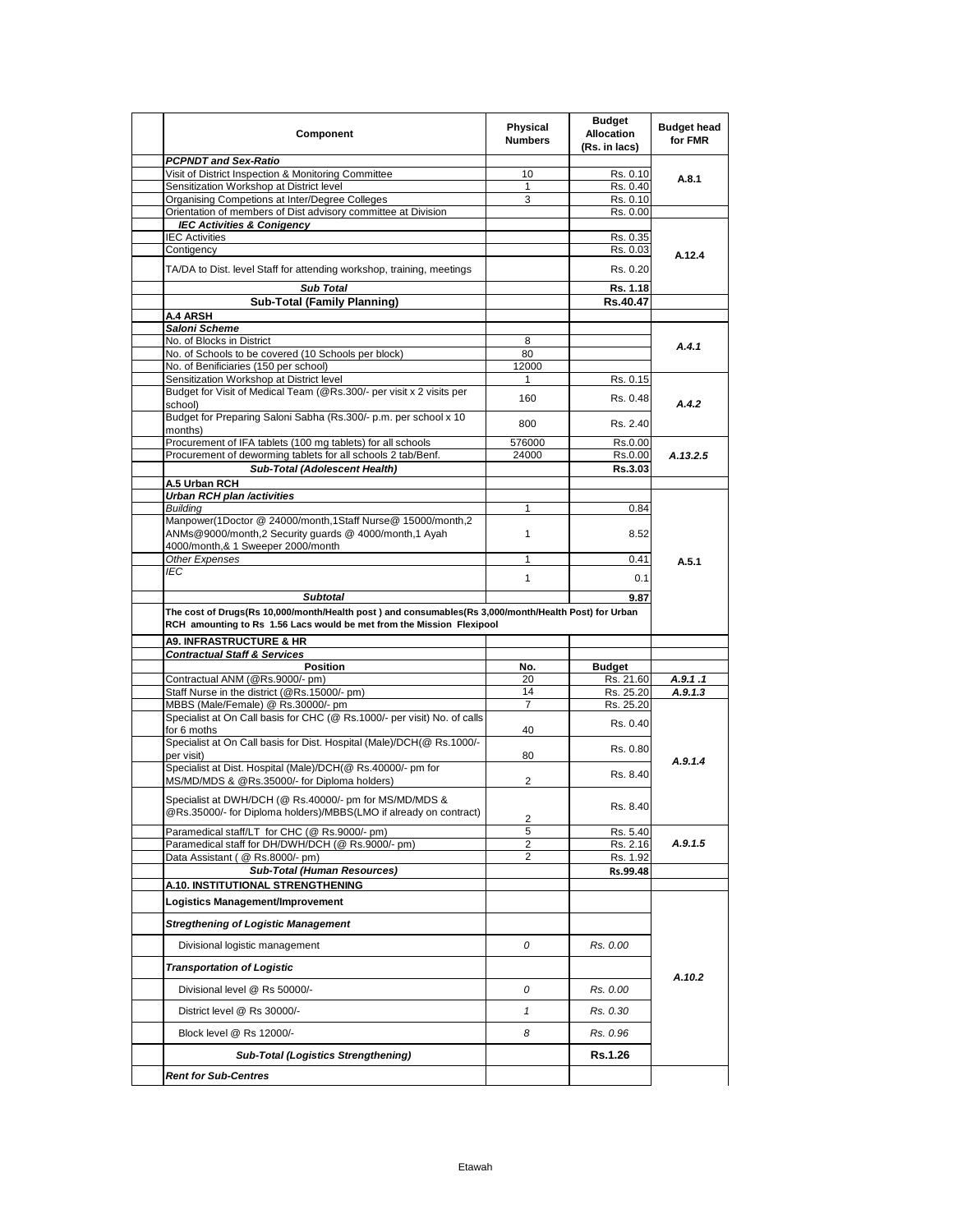| Component | Physical Numbers | Budget Allocation (Rs. in lacs) | Budget head for FMR |
|---|---|---|---|
| ***PCPNDT and Sex-Ratio*** | | | |
| Visit of District Inspection & Monitoring Committee | 10 | Rs. 0.10 | A.8.1 |
| Sensitization Workshop at District level | 1 | Rs. 0.40 | |
| Organising Competions at Inter/Degree Colleges | 3 | Rs. 0.10 | |
| Orientation of members of Dist advisory committee at Division | | Rs. 0.00 | |
| ***IEC Activities & Conigency*** | | | |
| IEC Activities | | Rs. 0.35 | A.12.4 |
| Contigency | | Rs. 0.03 | |
| TA/DA to Dist. level Staff for attending workshop, training, meetings | | Rs. 0.20 | |
| ***Sub Total*** | | **Rs. 1.18** | |
| **Sub-Total (Family Planning)** | | **Rs.40.47** | |
| **A.4 ARSH** | | | |
| ***Saloni Scheme*** | | | |
| No. of Blocks in District | 8 | | *A.4.1* |
| No. of Schools to be covered (10 Schools per block) | 80 | | |
| No. of Benificiaries (150 per school) | 12000 | | |
| Sensitization Workshop at District level | 1 | Rs. 0.15 | *A.4.2* |
| Budget for Visit of Medical Team (@Rs.300/- per visit x 2 visits per school) | 160 | Rs. 0.48 | |
| Budget for Preparing Saloni Sabha (Rs.300/- p.m. per school x 10 months) | 800 | Rs. 2.40 | |
| Procurement of IFA tablets (100 mg tablets) for all schools | 576000 | Rs.0.00 | *A.13.2.5* |
| Procurement of deworming tablets for all schools 2 tab/Benf. | 24000 | Rs.0.00 | |
| ***Sub-Total (Adolescent Health)*** | | **Rs.3.03** | |
| **A.5 Urban RCH** | | | |
| ***Urban RCH plan /activities*** | | | |
| *Building* | 1 | 0.84 | A.5.1 |
| Manpower(1Doctor @ 24000/month,1Staff Nurse@ 15000/month,2 ANMs@9000/month,2 Security guards @ 4000/month,1 Ayah 4000/month,& 1 Sweeper 2000/month | 1 | 8.52 | |
| *Other Expenses* | 1 | 0.41 | |
| *IEC* | 1 | 0.1 | |
| ***Subtotal*** | | **9.87** | |
| **The cost of Drugs(Rs 10,000/month/Health post ) and consumables(Rs 3,000/month/Health Post) for Urban RCH amounting to Rs 1.56 Lacs would be met from the Mission Flexipool** | | | |
| **A9. INFRASTRUCTURE & HR** | | | |
| ***Contractual Staff & Services*** | | | |
| **Position** | **No.** | **Budget** | |
| Contractual ANM (@Rs.9000/- pm) | 20 | Rs. 21.60 | *A.9.1 .1* |
| Staff Nurse in the district (@Rs.15000/- pm) | 14 | Rs. 25.20 | *A.9.1.3* |
| MBBS (Male/Female) @ Rs.30000/- pm | 7 | Rs. 25.20 | *A.9.1.4* |
| Specialist at On Call basis for CHC (@ Rs.1000/- per visit) No. of calls for 6 moths | 40 | Rs. 0.40 | |
| Specialist at On Call basis for Dist. Hospital (Male)/DCH(@ Rs.1000/- per visit) | 80 | Rs. 0.80 | |
| Specialist at Dist. Hospital (Male)/DCH(@ Rs.40000/- pm for MS/MD/MDS & @Rs.35000/- for Diploma holders) | 2 | Rs. 8.40 | |
| Specialist at DWH/DCH (@ Rs.40000/- pm for MS/MD/MDS & @Rs.35000/- for Diploma holders)/MBBS(LMO if already on contract) | 2 | Rs. 8.40 | |
| Paramedical staff/LT for CHC (@ Rs.9000/- pm) | 5 | Rs. 5.40 | *A.9.1.5* |
| Paramedical staff for DH/DWH/DCH (@ Rs.9000/- pm) | 2 | Rs. 2.16 | |
| Data Assistant ( @ Rs.8000/- pm) | 2 | Rs. 1.92 | |
| ***Sub-Total (Human Resources)*** | | **Rs.99.48** | |
| **A.10. INSTITUTIONAL STRENGTHENING** | | | |
| **Logistics Management/Improvement** | | | *A.10.2* |
| ***Stregthening of Logistic Management*** | | | |
| Divisional logistic management | *0* | *Rs. 0.00* | |
| ***Transportation of Logistic*** | | | |
| Divisional level @ Rs 50000/- | *0* | *Rs. 0.00* | |
| District level @ Rs 30000/- | *1* | *Rs. 0.30* | |
| Block level @ Rs 12000/- | *8* | *Rs. 0.96* | |
| ***Sub-Total (Logistics Strengthening)*** | | **Rs.1.26** | |
| ***Rent for Sub-Centres*** | | | |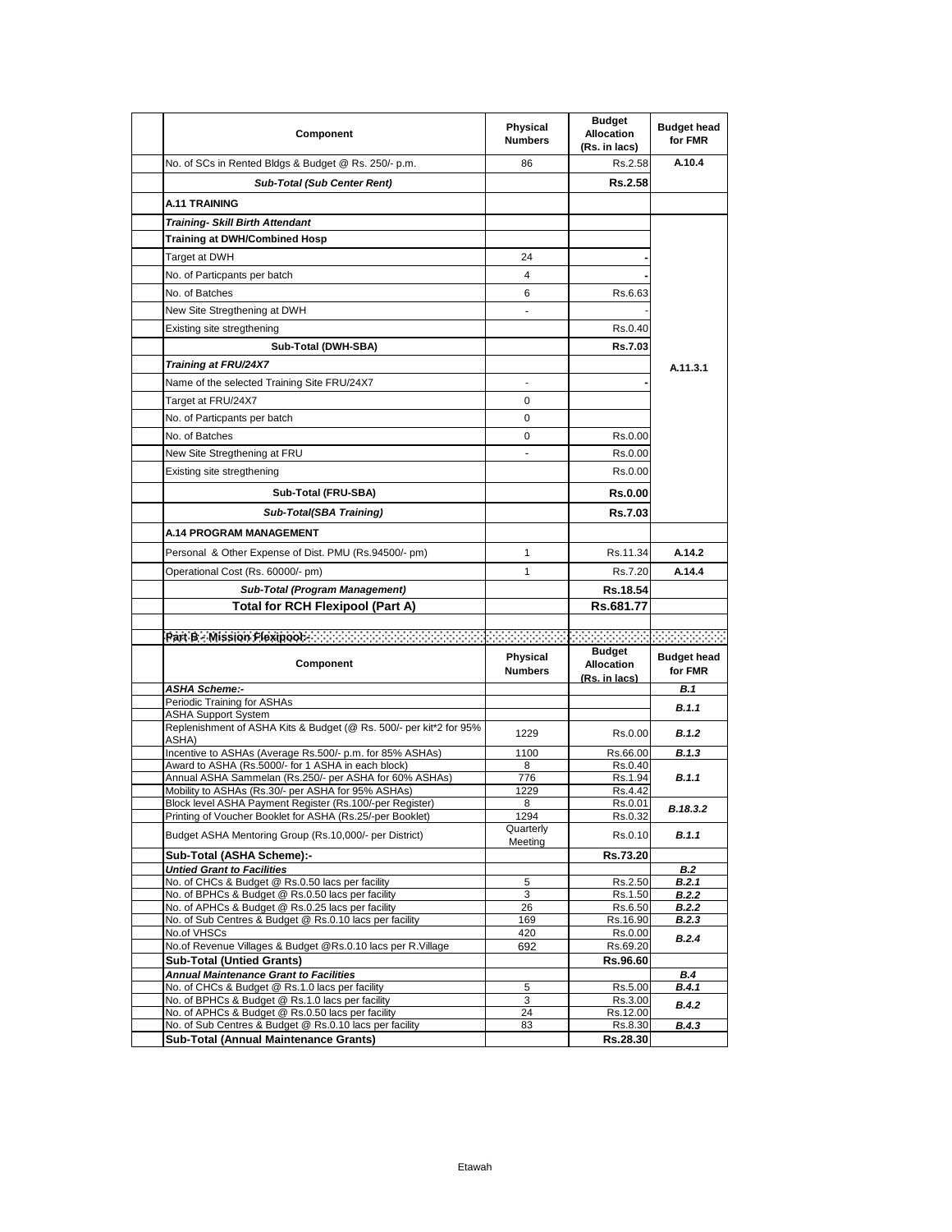| Component | Physical Numbers | Budget Allocation (Rs. in lacs) | Budget head for FMR |
|---|---|---|---|
| No. of SCs in Rented Bldgs & Budget @ Rs. 250/- p.m. | 86 | Rs.2.58 | A.10.4 |
| *Sub-Total (Sub Center Rent)* | | **Rs.2.58** | |
| **A.11 TRAINING** | | | |
| *Training- Skill Birth Attendant* | | | A.11.3.1 |
| **Training at DWH/Combined Hosp** | | | |
| Target at DWH | 24 | - | |
| No. of Particpants per batch | 4 | - | |
| No. of Batches | 6 | Rs.6.63 | |
| New Site Stregthening at DWH | - | - | |
| Existing site stregthening | | Rs.0.40 | |
| **Sub-Total (DWH-SBA)** | | **Rs.7.03** | |
| *Training at FRU/24X7* | | | |
| Name of the selected Training Site FRU/24X7 | - | - | |
| Target at FRU/24X7 | 0 | | |
| No. of Particpants per batch | 0 | | |
| No. of Batches | 0 | Rs.0.00 | |
| New Site Stregthening at FRU | - | Rs.0.00 | |
| Existing site stregthening | | Rs.0.00 | |
| **Sub-Total (FRU-SBA)** | | **Rs.0.00** | |
| *Sub-Total(SBA Training)* | | **Rs.7.03** | |
| **A.14 PROGRAM MANAGEMENT** | | | |
| Personal & Other Expense of Dist. PMU (Rs.94500/- pm) | 1 | Rs.11.34 | A.14.2 |
| Operational Cost (Rs. 60000/- pm) | 1 | Rs.7.20 | A.14.4 |
| *Sub-Total (Program Management)* | | **Rs.18.54** | |
| **Total for RCH Flexipool (Part A)** | | **Rs.681.77** | |

**Part B - Mission Flexipool:-**

| Component | Physical Numbers | Budget Allocation (Rs. in lacs) | Budget head for FMR |
|---|---|---|---|
| *ASHA Scheme:-* | | | *B.1* |
| Periodic Training for ASHAs | | | *B.1.1* |
| ASHA Support System | | | |
| Replenishment of ASHA Kits & Budget (@ Rs. 500/- per kit*2 for 95% ASHA) | 1229 | Rs.0.00 | *B.1.2* |
| Incentive to ASHAs (Average Rs.500/- p.m. for 85% ASHAs) | 1100 | Rs.66.00 | *B.1.3* |
| Award to ASHA (Rs.5000/- for 1 ASHA in each block) | 8 | Rs.0.40 | *B.1.1* |
| Annual ASHA Sammelan (Rs.250/- per ASHA for 60% ASHAs) | 776 | Rs.1.94 | |
| Mobility to ASHAs (Rs.30/- per ASHA for 95% ASHAs) | 1229 | Rs.4.42 | |
| Block level ASHA Payment Register (Rs.100/-per Register) | 8 | Rs.0.01 | *B.18.3.2* |
| Printing of Voucher Booklet for ASHA (Rs.25/-per Booklet) | 1294 | Rs.0.32 | |
| Budget ASHA Mentoring Group (Rs.10,000/- per District) | Quarterly Meeting | Rs.0.10 | *B.1.1* |
| **Sub-Total (ASHA Scheme):-** | | **Rs.73.20** | |
| *Untied Grant to Facilities* | | | *B.2* |
| No. of CHCs & Budget @ Rs.0.50 lacs per facility | 5 | Rs.2.50 | *B.2.1* |
| No. of BPHCs & Budget @ Rs.0.50 lacs per facility | 3 | Rs.1.50 | *B.2.2* |
| No. of APHCs & Budget @ Rs.0.25 lacs per facility | 26 | Rs.6.50 | *B.2.2* |
| No. of Sub Centres & Budget @ Rs.0.10 lacs per facility | 169 | Rs.16.90 | *B.2.3* |
| No.of VHSCs | 420 | Rs.0.00 | *B.2.4* |
| No.of Revenue Villages & Budget @Rs.0.10 lacs per R.Village | 692 | Rs.69.20 | |
| **Sub-Total (Untied Grants)** | | **Rs.96.60** | |
| *Annual Maintenance Grant to Facilities* | | | *B.4* |
| No. of CHCs & Budget @ Rs.1.0 lacs per facility | 5 | Rs.5.00 | *B.4.1* |
| No. of BPHCs & Budget @ Rs.1.0 lacs per facility | 3 | Rs.3.00 | *B.4.2* |
| No. of APHCs & Budget @ Rs.0.50 lacs per facility | 24 | Rs.12.00 | |
| No. of Sub Centres & Budget @ Rs.0.10 lacs per facility | 83 | Rs.8.30 | *B.4.3* |
| **Sub-Total (Annual Maintenance Grants)** | | **Rs.28.30** | |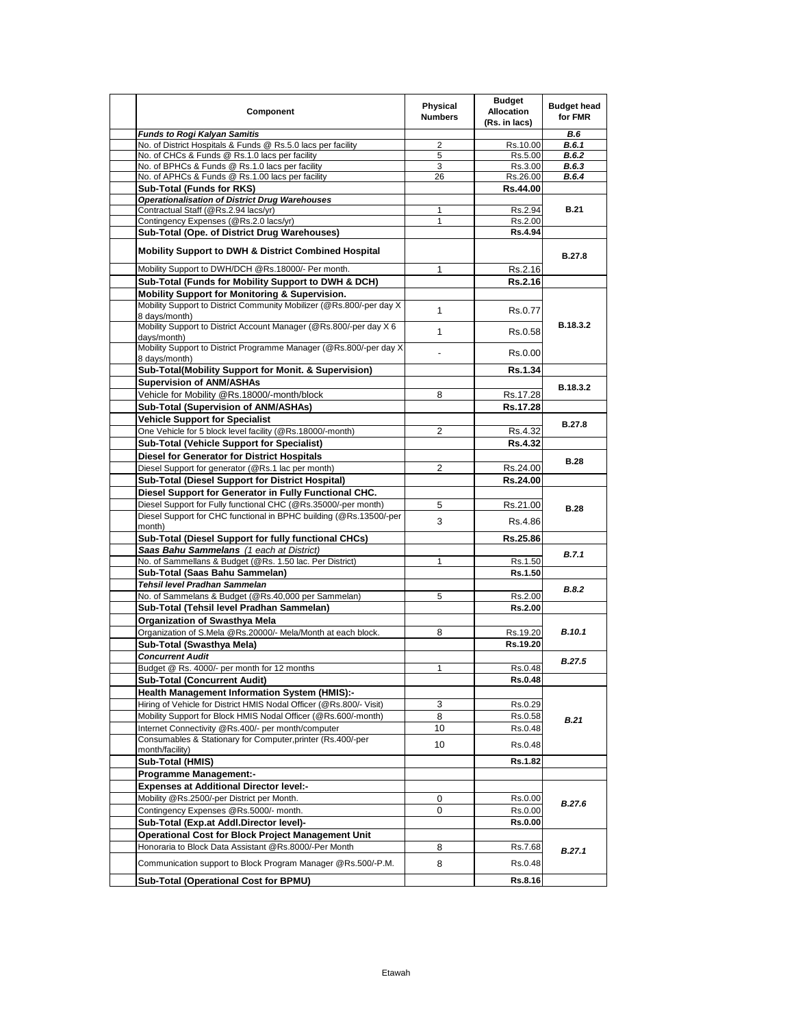| Component | Physical Numbers | Budget Allocation (Rs. in lacs) | Budget head for FMR |
|---|---|---|---|
| ***Funds to Rogi Kalyan Samitis*** | | | ***B.6*** |
| No. of District Hospitals & Funds @ Rs.5.0 lacs per facility | 2 | Rs.10.00 | ***B.6.1*** |
| No. of CHCs & Funds @ Rs.1.0 lacs per facility | 5 | Rs.5.00 | ***B.6.2*** |
| No. of BPHCs & Funds @ Rs.1.0 lacs per facility | 3 | Rs.3.00 | ***B.6.3*** |
| No. of APHCs & Funds @ Rs.1.00 lacs per facility | 26 | Rs.26.00 | ***B.6.4*** |
| **Sub-Total (Funds for RKS)** | | **Rs.44.00** | |
| ***Operationalisation of District Drug Warehouses*** | | | |
| Contractual Staff (@Rs.2.94 lacs/yr) | 1 | Rs.2.94 | **B.21** |
| Contingency Expenses (@Rs.2.0 lacs/yr) | 1 | Rs.2.00 | |
| **Sub-Total (Ope. of District Drug Warehouses)** | | **Rs.4.94** | |
| **Mobility Support to DWH & District Combined Hospital** | | | **B.27.8** |
| Mobility Support to DWH/DCH @Rs.18000/- Per month. | 1 | Rs.2.16 | |
| **Sub-Total (Funds for Mobility Support to DWH & DCH)** | | **Rs.2.16** | |
| **Mobility Support for Monitoring & Supervision.** | | | |
| Mobility Support to District Community Mobilizer (@Rs.800/-per day X 8 days/month) | 1 | Rs.0.77 | **B.18.3.2** |
| Mobility Support to District Account Manager (@Rs.800/-per day X 6 days/month) | 1 | Rs.0.58 | |
| Mobility Support to District Programme Manager (@Rs.800/-per day X 8 days/month) | - | Rs.0.00 | |
| **Sub-Total(Mobility Support for Monit. & Supervision)** | | **Rs.1.34** | |
| **Supervision of ANM/ASHAs** | | | **B.18.3.2** |
| Vehicle for Mobility @Rs.18000/-month/block | 8 | Rs.17.28 | |
| **Sub-Total (Supervision of ANM/ASHAs)** | | **Rs.17.28** | |
| **Vehicle Support for Specialist** | | | **B.27.8** |
| One Vehicle for 5 block level facility (@Rs.18000/-month) | 2 | Rs.4.32 | |
| **Sub-Total (Vehicle Support for Specialist)** | | **Rs.4.32** | |
| **Diesel for Generator for District Hospitals** | | | **B.28** |
| Diesel Support for generator (@Rs.1 lac per month) | 2 | Rs.24.00 | |
| **Sub-Total (Diesel Support for District Hospital)** | | **Rs.24.00** | |
| **Diesel Support for Generator in Fully Functional CHC.** | | | |
| Diesel Support for Fully functional CHC (@Rs.35000/-per month) | 5 | Rs.21.00 | **B.28** |
| Diesel Support for CHC functional in BPHC building (@Rs.13500/-per month) | 3 | Rs.4.86 | |
| **Sub-Total (Diesel Support for fully functional CHCs)** | | **Rs.25.86** | |
| ***Saas Bahu Sammelans** (1 each at District)* | | | ***B.7.1*** |
| No. of Sammellans & Budget (@Rs. 1.50 lac. Per District) | 1 | Rs.1.50 | |
| **Sub-Total (Saas Bahu Sammelan)** | | **Rs.1.50** | |
| ***Tehsil level Pradhan Sammelan*** | | | ***B.8.2*** |
| No. of Sammelans & Budget (@Rs.40,000 per Sammelan) | 5 | Rs.2.00 | |
| **Sub-Total (Tehsil level Pradhan Sammelan)** | | **Rs.2.00** | |
| **Organization of Swasthya Mela** | | | |
| Organization of S.Mela @Rs.20000/- Mela/Month at each block. | 8 | Rs.19.20 | ***B.10.1*** |
| **Sub-Total (Swasthya Mela)** | | **Rs.19.20** | |
| ***Concurrent Audit*** | | | ***B.27.5*** |
| Budget @ Rs. 4000/- per month for 12 months | 1 | Rs.0.48 | |
| **Sub-Total (Concurrent Audit)** | | **Rs.0.48** | |
| **Health Management Information System (HMIS):-** | | | |
| Hiring of Vehicle for District HMIS Nodal Officer (@Rs.800/- Visit) | 3 | Rs.0.29 | ***B.21*** |
| Mobility Support for Block HMIS Nodal Officer (@Rs.600/-month) | 8 | Rs.0.58 | |
| Internet Connectivity @Rs.400/- per month/computer | 10 | Rs.0.48 | |
| Consumables & Stationary for Computer,printer (Rs.400/-per month/facility) | 10 | Rs.0.48 | |
| **Sub-Total (HMIS)** | | **Rs.1.82** | |
| **Programme Management:-** | | | |
| **Expenses at Additional Director level:-** | | | |
| Mobility @Rs.2500/-per District per Month. | 0 | Rs.0.00 | ***B.27.6*** |
| Contingency Expenses @Rs.5000/- month. | 0 | Rs.0.00 | |
| **Sub-Total (Exp.at Addl.Director level)-** | | **Rs.0.00** | |
| **Operational Cost for Block Project Management Unit** | | | |
| Honoraria to Block Data Assistant @Rs.8000/-Per Month | 8 | Rs.7.68 | ***B.27.1*** |
| Communication support to Block Program Manager @Rs.500/-P.M. | 8 | Rs.0.48 | |
| **Sub-Total (Operational Cost for BPMU)** | | **Rs.8.16** | |

Etawah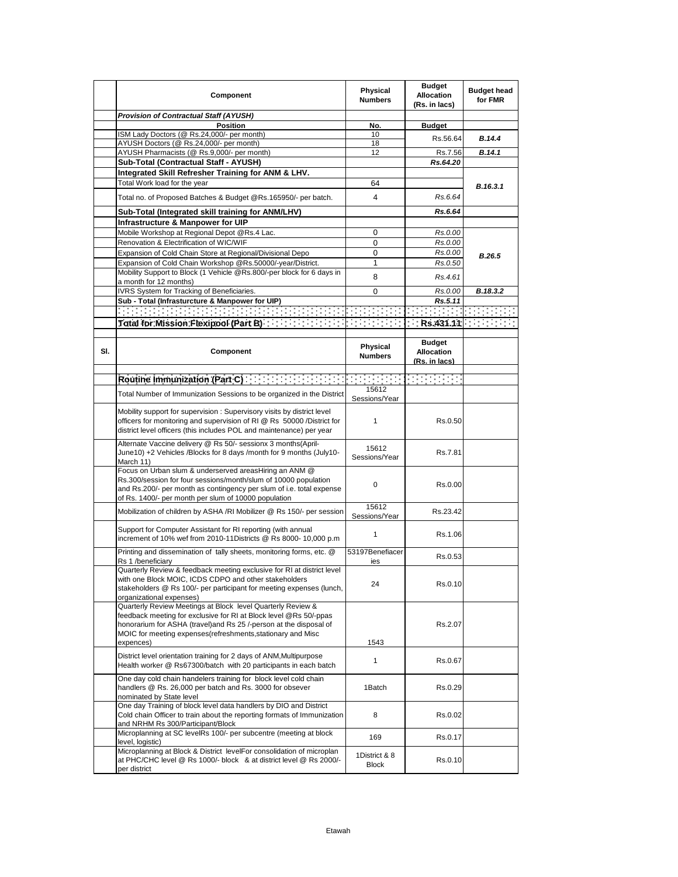| | Component | Physical Numbers | Budget Allocation (Rs. in lacs) | Budget head for FMR |
|---|---|---|---|---|
| | *Provision of Contractual Staff (AYUSH)* | | | |
| | **Position** | **No.** | **Budget** | |
| | ISM Lady Doctors (@ Rs.24,000/- per month) | 10 | Rs.56.64 | ***B.14.4*** |
| | AYUSH Doctors (@ Rs.24,000/- per month) | 18 | | |
| | AYUSH Pharmacists (@ Rs.9,000/- per month) | 12 | Rs.7.56 | ***B.14.1*** |
| | **Sub-Total (Contractual Staff - AYUSH)** | | ***Rs.64.20*** | |
| | **Integrated Skill Refresher Training for ANM & LHV.** | | | ***B.16.3.1*** |
| | Total Work load for the year | 64 | | |
| | Total no. of Proposed Batches & Budget @Rs.165950/- per batch. | 4 | *Rs.6.64* | |
| | **Sub-Total (Integrated skill training for ANM/LHV)** | | ***Rs.6.64*** | |
| | **Infrastructure & Manpower for UIP** | | | |
| | Mobile Workshop at Regional Depot @Rs.4 Lac. | 0 | *Rs.0.00* | ***B.26.5*** |
| | Renovation & Electrification of WIC/WIF | 0 | *Rs.0.00* | |
| | Expansion of Cold Chain Store at Regional/Divisional Depo | 0 | *Rs.0.00* | |
| | Expansion of Cold Chain Workshop @Rs.50000/-year/District. | 1 | *Rs.0.50* | |
| | Mobility Support to Block (1 Vehicle @Rs.800/-per block for 6 days in a month for 12 months) | 8 | *Rs.4.61* | |
| | IVRS System for Tracking of Beneficiaries. | 0 | *Rs.0.00* | ***B.18.3.2*** |
| | **Sub - Total (Infrasturcture & Manpower for UIP)** | | ***Rs.5.11*** | |
| | | | | |
| | **Total for Mission Flexipool (Part B)** | | **Rs.431.11** | |

| Sl. | Component | Physical Numbers | Budget Allocation (Rs. in lacs) | |
|---|---|---|---|---|
| | **Routine Immunization (Part C)** | | | |
| | Total Number of Immunization Sessions to be organized in the District | 15612 Sessions/Year | | |
| | Mobility support for supervision : Supervisory visits by district level officers for monitoring and supervision of RI @ Rs 50000 /District for district level officers (this includes POL and maintenance) per year | 1 | Rs.0.50 | |
| | Alternate Vaccine delivery @ Rs 50/- sessionx 3 months(April-June10) +2 Vehicles /Blocks for 8 days /month for 9 months (July10-March 11) | 15612 Sessions/Year | Rs.7.81 | |
| | Focus on Urban slum & underserved areasHiring an ANM @ Rs.300/session for four sessions/month/slum of 10000 population and Rs.200/- per month as contingency per slum of i.e. total expense of Rs. 1400/- per month per slum of 10000 population | 0 | Rs.0.00 | |
| | Mobilization of children by ASHA /RI Mobilizer @ Rs 150/- per session | 15612 Sessions/Year | Rs.23.42 | |
| | Support for Computer Assistant for RI reporting (with annual increment of 10% wef from 2010-11Districts @ Rs 8000- 10,000 p.m | 1 | Rs.1.06 | |
| | Printing and dissemination of tally sheets, monitoring forms, etc. @ Rs 1 /beneficiary | 53197Benefiacer ies | Rs.0.53 | |
| | Quarterly Review & feedback meeting exclusive for RI at district level with one Block MOIC, ICDS CDPO and other stakeholders stakeholders @ Rs 100/- per participant for meeting expenses (lunch, organizational expenses) | 24 | Rs.0.10 | |
| | Quarterly Review Meetings at Block level Quarterly Review & feedback meeting for exclusive for RI at Block level @Rs 50/-ppas honorarium for ASHA (travel)and Rs 25 /-person at the disposal of MOIC for meeting expenses(refreshments,stationary and Misc expences) | 1543 | Rs.2.07 | |
| | District level orientation training for 2 days of ANM,Multipurpose Health worker @ Rs67300/batch with 20 participants in each batch | 1 | Rs.0.67 | |
| | One day cold chain handelers training for block level cold chain handlers @ Rs. 26,000 per batch and Rs. 3000 for obsever nominated by State level | 1Batch | Rs.0.29 | |
| | One day Training of block level data handlers by DIO and District Cold chain Officer to train about the reporting formats of Immunization and NRHM Rs 300/Participant/Block | 8 | Rs.0.02 | |
| | Microplanning at SC levelRs 100/- per subcentre (meeting at block level, logistic) | 169 | Rs.0.17 | |
| | Microplanning at Block & District levelFor consolidation of microplan at PHC/CHC level @ Rs 1000/- block & at district level @ Rs 2000/- per district | 1District & 8 Block | Rs.0.10 | |

Etawah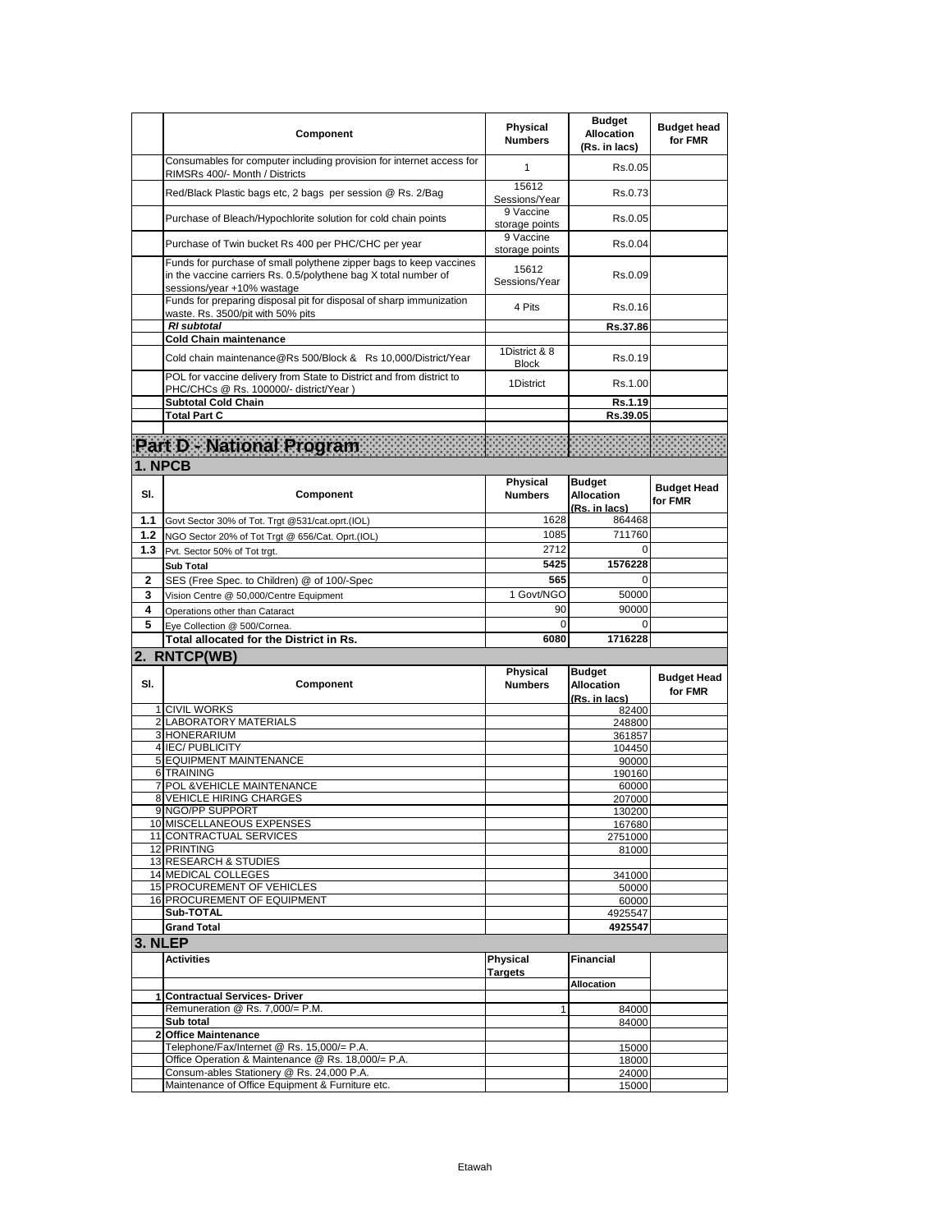| | Component | Physical Numbers | Budget Allocation (Rs. in lacs) | Budget head for FMR |
|---|---|---|---|---|
| | Consumables for computer including provision for internet access for RIMSRs 400/- Month / Districts | 1 | Rs.0.05 | |
| | Red/Black Plastic bags etc, 2 bags per session @ Rs. 2/Bag | 15612 Sessions/Year | Rs.0.73 | |
| | Purchase of Bleach/Hypochlorite solution for cold chain points | 9 Vaccine storage points | Rs.0.05 | |
| | Purchase of Twin bucket Rs 400 per PHC/CHC per year | 9 Vaccine storage points | Rs.0.04 | |
| | Funds for purchase of small polythene zipper bags to keep vaccines in the vaccine carriers Rs. 0.5/polythene bag X total number of sessions/year +10% wastage | 15612 Sessions/Year | Rs.0.09 | |
| | Funds for preparing disposal pit for disposal of sharp immunization waste. Rs. 3500/pit with 50% pits | 4 Pits | Rs.0.16 | |
| | ***RI subtotal*** | | **Rs.37.86** | |
| | **Cold Chain maintenance** | | | |
| | Cold chain maintenance@Rs 500/Block & Rs 10,000/District/Year | 1District & 8 Block | Rs.0.19 | |
| | POL for vaccine delivery from State to District and from district to PHC/CHCs @ Rs. 100000/- district/Year ) | 1District | Rs.1.00 | |
| | **Subtotal Cold Chain** | | **Rs.1.19** | |
| | **Total Part C** | | **Rs.39.05** | |

# Part D - National Program

## 1. NPCB

| Sl. | Component | Physical Numbers | Budget Allocation (Rs. in lacs) | Budget Head for FMR |
|---|---|---|---|---|
| 1.1 | Govt Sector 30% of Tot. Trgt @531/cat.oprt.(IOL) | 1628 | 864468 | |
| 1.2 | NGO Sector 20% of Tot Trgt @ 656/Cat. Oprt.(IOL) | 1085 | 711760 | |
| 1.3 | Pvt. Sector 50% of Tot trgt. | 2712 | 0 | |
| | **Sub Total** | **5425** | **1576228** | |
| 2 | SES (Free Spec. to Children) @ of 100/-Spec | 565 | 0 | |
| 3 | Vision Centre @ 50,000/Centre Equipment | 1 Govt/NGO | 50000 | |
| 4 | Operations other than Cataract | 90 | 90000 | |
| 5 | Eye Collection @ 500/Cornea. | 0 | 0 | |
| | **Total allocated for the District in Rs.** | **6080** | **1716228** | |

## 2. RNTCP(WB)

| Sl. | Component | Physical Numbers | Budget Allocation (Rs. in lacs) | Budget Head for FMR |
|---|---|---|---|---|
| 1 | CIVIL WORKS | | 82400 | |
| 2 | LABORATORY MATERIALS | | 248800 | |
| 3 | HONERARIUM | | 361857 | |
| 4 | IEC/ PUBLICITY | | 104450 | |
| 5 | EQUIPMENT MAINTENANCE | | 90000 | |
| 6 | TRAINING | | 190160 | |
| 7 | POL &VEHICLE MAINTENANCE | | 60000 | |
| 8 | VEHICLE HIRING CHARGES | | 207000 | |
| 9 | NGO/PP SUPPORT | | 130200 | |
| 10 | MISCELLANEOUS EXPENSES | | 167680 | |
| 11 | CONTRACTUAL SERVICES | | 2751000 | |
| 12 | PRINTING | | 81000 | |
| 13 | RESEARCH & STUDIES | | | |
| 14 | MEDICAL COLLEGES | | 341000 | |
| 15 | PROCUREMENT OF VEHICLES | | 50000 | |
| 16 | PROCUREMENT OF EQUIPMENT | | 60000 | |
| | **Sub-TOTAL** | | 4925547 | |
| | **Grand Total** | | **4925547** | |

## 3. NLEP

| | Activities | Physical Targets | Financial | |
|---|---|---|---|---|
| | | | **Allocation** | |
| 1 | **Contractual Services- Driver** | | | |
| | Remuneration @ Rs. 7,000/= P.M. | 1 | 84000 | |
| | **Sub total** | | 84000 | |
| 2 | **Office Maintenance** | | | |
| | Telephone/Fax/Internet @ Rs. 15,000/= P.A. | | 15000 | |
| | Office Operation & Maintenance @ Rs. 18,000/= P.A. | | 18000 | |
| | Consum-ables Stationery @ Rs. 24,000 P.A. | | 24000 | |
| | Maintenance of Office Equipment & Furniture etc. | | 15000 | |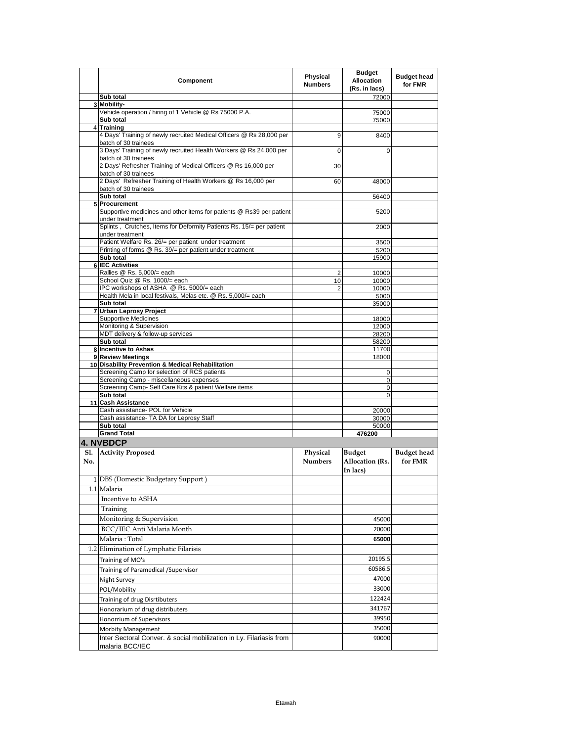| | Component | Physical Numbers | Budget Allocation (Rs. in lacs) | Budget head for FMR |
|---|---|---|---|---|
| | **Sub total** | | 72000 | |
| 3 | **Mobility-** | | | |
| | Vehicle operation / hiring of 1 Vehicle @ Rs 75000 P.A. | | 75000 | |
| | **Sub total** | | 75000 | |
| 4 | **Training** | | | |
| | 4 Days' Training of newly recruited Medical Officers @ Rs 28,000 per batch of 30 trainees | 9 | 8400 | |
| | 3 Days' Training of newly recruited Health Workers @ Rs 24,000 per batch of 30 trainees | 0 | 0 | |
| | 2 Days' Refresher Training of Medical Officers @ Rs 16,000 per batch of 30 trainees | 30 | | |
| | 2 Days' Refresher Training of Health Workers @ Rs 16,000 per batch of 30 trainees | 60 | 48000 | |
| | **Sub total** | | 56400 | |
| 5 | **Procurement** | | | |
| | Supportive medicines and other items for patients @ Rs39 per patient under treatment | | 5200 | |
| | Splints , Crutches, Items for Deformity Patients Rs. 15/= per patient under treatment | | 2000 | |
| | Patient Welfare Rs. 26/= per patient under treatment | | 3500 | |
| | Printing of forms @ Rs. 39/= per patient under treatment | | 5200 | |
| | **Sub total** | | 15900 | |
| 6 | **IEC Activities** | | | |
| | Rallies @ Rs. 5,000/= each | 2 | 10000 | |
| | School Quiz @ Rs. 1000/= each | 10 | 10000 | |
| | IPC workshops of ASHA @ Rs. 5000/= each | 2 | 10000 | |
| | Health Mela in local festivals, Melas etc. @ Rs. 5,000/= each | | 5000 | |
| | **Sub total** | | 35000 | |
| 7 | **Urban Leprosy Project** | | | |
| | Supportive Medicines | | 18000 | |
| | Monitoring & Supervision | | 12000 | |
| | MDT delivery & follow-up services | | 28200 | |
| | **Sub total** | | 58200 | |
| 8 | **Incentive to Ashas** | | 11700 | |
| 9 | **Review Meetings** | | 18000 | |
| 10 | **Disability Prevention & Medical Rehabilitation** | | | |
| | Screening Camp for selection of RCS patients | | 0 | |
| | Screening Camp - miscellaneous expenses | | 0 | |
| | Screening Camp- Self Care Kits & patient Welfare items | | 0 | |
| | **Sub total** | | 0 | |
| 11 | **Cash Assistance** | | | |
| | Cash assistance- POL for Vehicle | | 20000 | |
| | Cash assistance- TA DA for Leprosy Staff | | 30000 | |
| | **Sub total** | | 50000 | |
| | **Grand Total** | | **476200** | |

## 4. NVBDCP

| Sl. No. | Activity Proposed | Physical Numbers | Budget Allocation (Rs. In lacs) | Budget head for FMR |
|---|---|---|---|---|
| 1 | DBS (Domestic Budgetary Support ) | | | |
| 1.1 | Malaria | | | |
| | Incentive to ASHA | | | |
| | Training | | | |
| | Monitoring & Supervision | | 45000 | |
| | BCC/IEC Anti Malaria Month | | 20000 | |
| | Malaria : Total | | **65000** | |
| 1.2 | Elimination of Lymphatic Filarisis | | | |
| | Training of MO's | | 20195.5 | |
| | Training of Paramedical /Supervisor | | 60586.5 | |
| | Night Survey | | 47000 | |
| | POL/Mobility | | 33000 | |
| | Training of drug Disrtibuters | | 122424 | |
| | Honorarium of drug distributers | | 341767 | |
| | Honorrium of Supervisors | | 39950 | |
| | Morbity Management | | 35000 | |
| | Inter Sectoral Conver. & social mobilization in Ly. Filariasis from malaria BCC/IEC | | 90000 | |

Etawah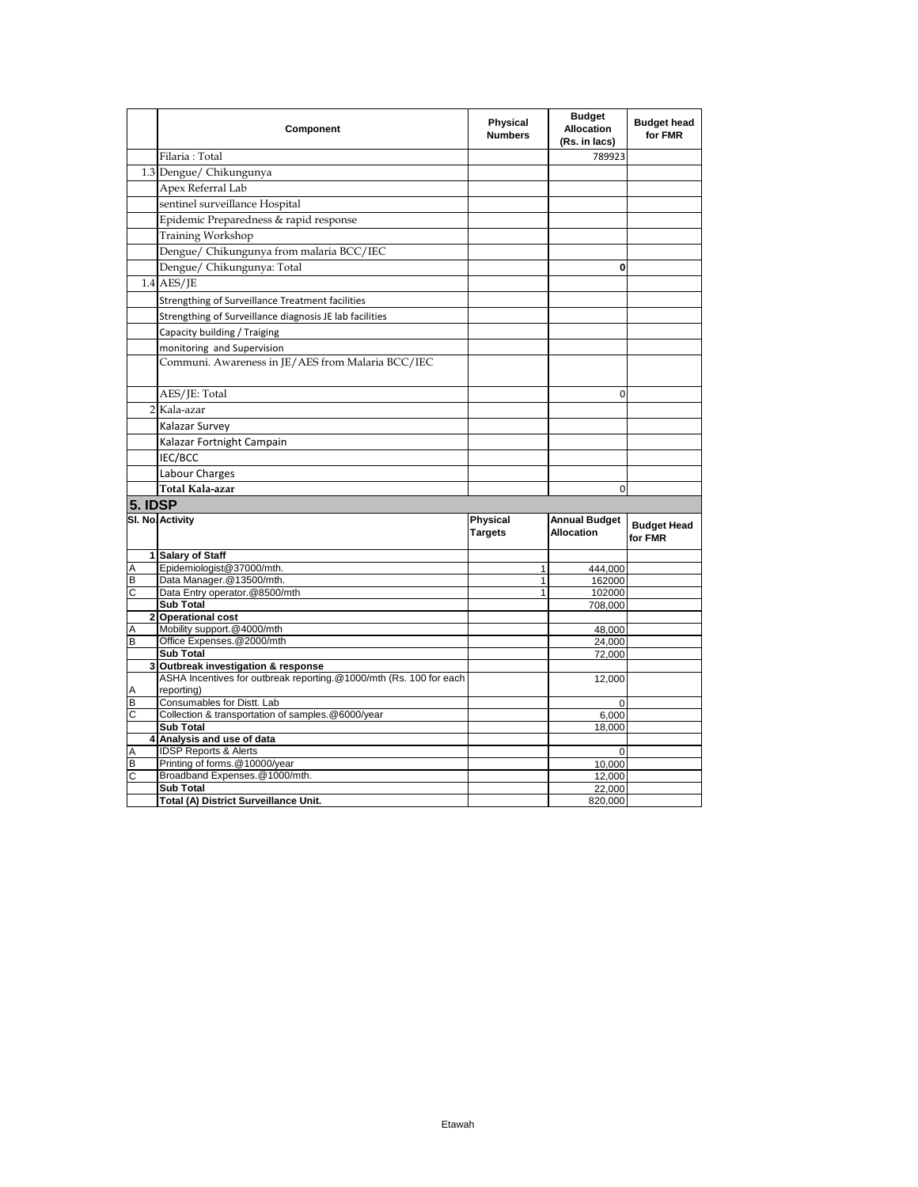| | Component | Physical Numbers | Budget Allocation (Rs. in lacs) | Budget head for FMR |
|---|---|---|---|---|
| | Filaria : Total | | 789923 | |
| 1.3 | Dengue/ Chikungunya | | | |
| | Apex Referral Lab | | | |
| | sentinel surveillance Hospital | | | |
| | Epidemic Preparedness & rapid response | | | |
| | Training Workshop | | | |
| | Dengue/ Chikungunya from malaria BCC/IEC | | | |
| | Dengue/ Chikungunya: Total | | **0** | |
| 1.4 | AES/JE | | | |
| | Strengthing of Surveillance Treatment facilities | | | |
| | Strengthing of Surveillance diagnosis JE lab facilities | | | |
| | Capacity building / Traiging | | | |
| | monitoring and Supervision | | | |
| | Communi. Awareness in JE/AES from Malaria BCC/IEC | | | |
| | AES/JE: Total | | 0 | |
| 2 | Kala-azar | | | |
| | Kalazar Survey | | | |
| | Kalazar Fortnight Campain | | | |
| | IEC/BCC | | | |
| | Labour Charges | | | |
| | **Total Kala-azar** | | 0 | |

## 5. IDSP

| Sl. No. | Activity | Physical Targets | Annual Budget Allocation | Budget Head for FMR |
|---|---|---|---|---|
| 1 | **Salary of Staff** | | | |
| A | Epidemiologist@37000/mth. | 1 | 444,000 | |
| B | Data Manager.@13500/mth. | 1 | 162000 | |
| C | Data Entry operator.@8500/mth | 1 | 102000 | |
| | **Sub Total** | | 708,000 | |
| 2 | **Operational cost** | | | |
| A | Mobility support.@4000/mth | | 48,000 | |
| B | Office Expenses.@2000/mth | | 24,000 | |
| | **Sub Total** | | 72,000 | |
| 3 | **Outbreak investigation & response** | | | |
| A | ASHA Incentives for outbreak reporting.@1000/mth (Rs. 100 for each reporting) | | 12,000 | |
| B | Consumables for Distt. Lab | | 0 | |
| C | Collection & transportation of samples.@6000/year | | 6,000 | |
| | **Sub Total** | | 18,000 | |
| 4 | **Analysis and use of data** | | | |
| A | IDSP Reports & Alerts | | 0 | |
| B | Printing of forms.@10000/year | | 10,000 | |
| C | Broadband Expenses.@1000/mth. | | 12,000 | |
| | **Sub Total** | | 22,000 | |
| | **Total (A) District Surveillance Unit.** | | 820,000 | |